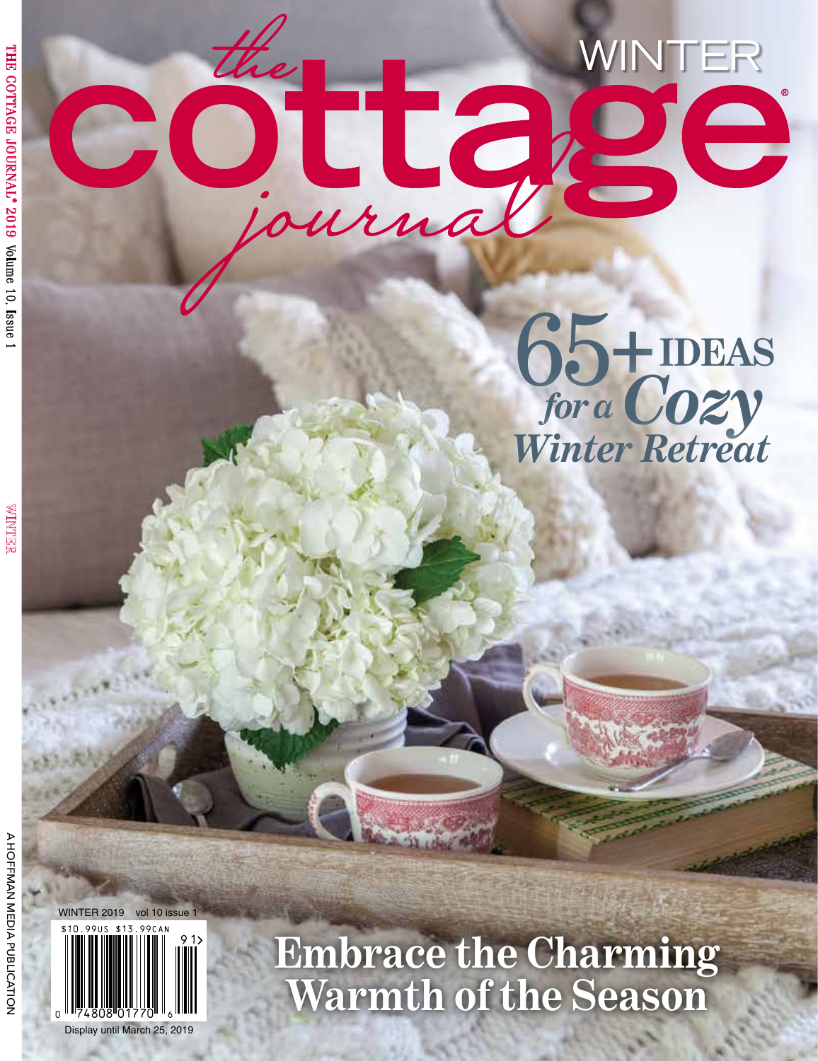# the cottage journal

WINTER

## 65+ IDEAS *for a Cozy Winter Retreat*

## Embrace the Charming Warmth of the Season

WINTER 2019 vol 10 issue 1

$10.99US $13.99CAN

Display until March 25, 2019

A HOFFMAN MEDIA PUBLICATION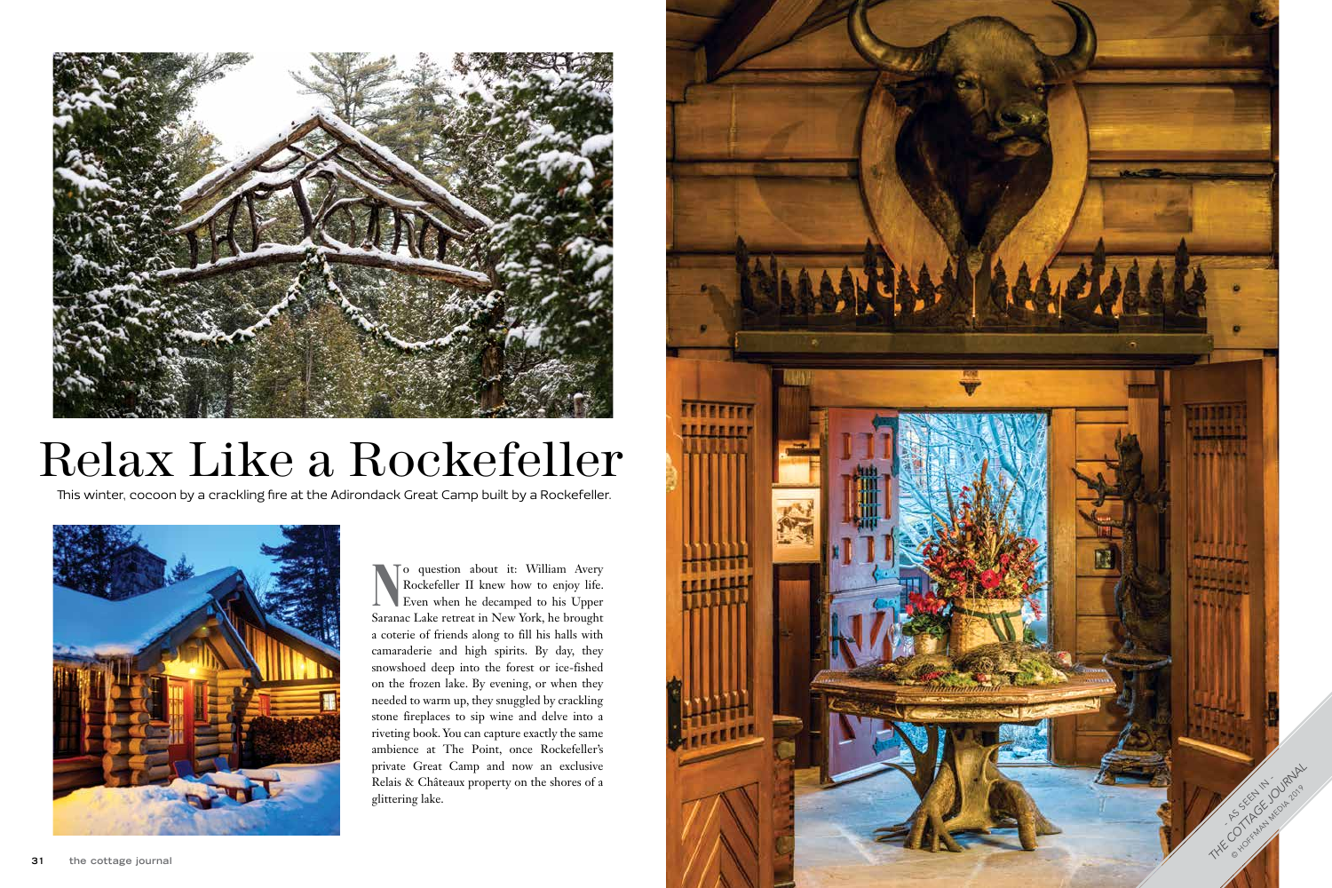# Relax Like a Rockefeller

This winter, cocoon by a crackling fire at the Adirondack Great Camp built by a Rockefeller.

No question about it: William Avery Rockefeller II knew how to enjoy life. Even when he decamped to his Upper Saranac Lake retreat in New York, he brought a coterie of friends along to fill his halls with camaraderie and high spirits. By day, they snowshoed deep into the forest or ice-fished on the frozen lake. By evening, or when they needed to warm up, they snuggled by crackling stone fireplaces to sip wine and delve into a riveting book. You can capture exactly the same ambience at The Point, once Rockefeller's private Great Camp and now an exclusive Relais & Châteaux property on the shores of a glittering lake.

- AS SEEN IN -
THE COTTAGE JOURNAL
© HOFFMAN MEDIA 2019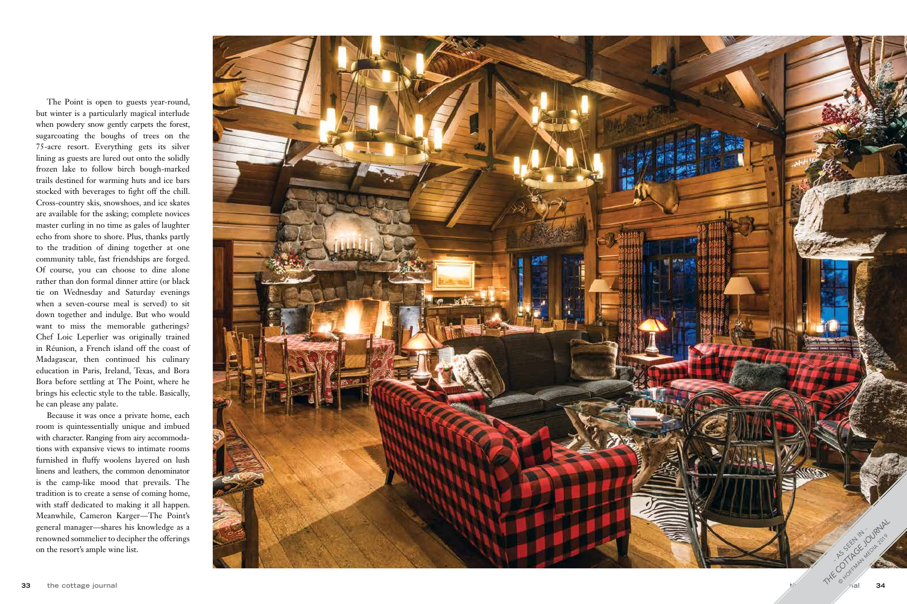The Point is open to guests year-round, but winter is a particularly magical interlude when powdery snow gently carpets the forest, sugarcoating the boughs of trees on the 75-acre resort. Everything gets its silver lining as guests are lured out onto the solidly frozen lake to follow birch bough-marked trails destined for warming huts and ice bars stocked with beverages to fight off the chill. Cross-country skis, snowshoes, and ice skates are available for the asking; complete novices master curling in no time as gales of laughter echo from shore to shore. Plus, thanks partly to the tradition of dining together at one community table, fast friendships are forged. Of course, you can choose to dine alone rather than don formal dinner attire (or black tie on Wednesday and Saturday evenings when a seven-course meal is served) to sit down together and indulge. But who would want to miss the memorable gatherings? Chef Loic Leperlier was originally trained in Réunion, a French island off the coast of Madagascar, then continued his culinary education in Paris, Ireland, Texas, and Bora Bora before settling at The Point, where he brings his eclectic style to the table. Basically, he can please any palate.

Because it was once a private home, each room is quintessentially unique and imbued with character. Ranging from airy accommodations with expansive views to intimate rooms furnished in fluffy woolens layered on lush linens and leathers, the common denominator is the camp-like mood that prevails. The tradition is to create a sense of coming home, with staff dedicated to making it all happen. Meanwhile, Cameron Karger—The Point's general manager—shares his knowledge as a renowned sommelier to decipher the offerings on the resort's ample wine list.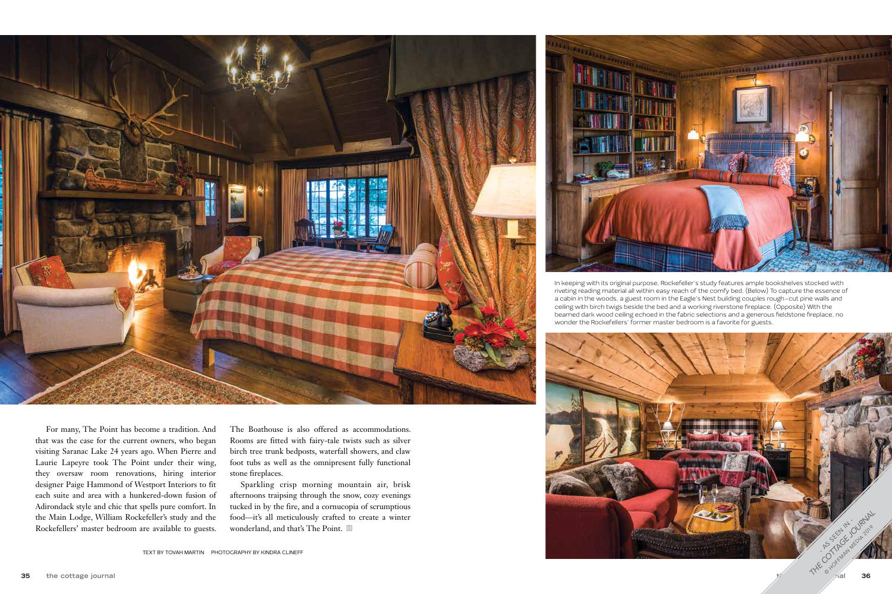In keeping with its original purpose, Rockefeller's study features ample bookshelves stocked with riveting reading material all within easy reach of the comfy bed. (Below) To capture the essence of a cabin in the woods, a guest room in the Eagle's Nest building couples rough-cut pine walls and ceiling with birch twigs beside the bed and a working riverstone fireplace. (Opposite) With the beamed dark wood ceiling echoed in the fabric selections and a generous fieldstone fireplace, no wonder the Rockefellers' former master bedroom is a favorite for guests.

For many, The Point has become a tradition. And that was the case for the current owners, who began visiting Saranac Lake 24 years ago. When Pierre and Laurie Lapeyre took The Point under their wing, they oversaw room renovations, hiring interior designer Paige Hammond of Westport Interiors to fit each suite and area with a hunkered-down fusion of Adirondack style and chic that spells pure comfort. In the Main Lodge, William Rockefeller's study and the Rockefellers' master bedroom are available to guests. The Boathouse is also offered as accommodations. Rooms are fitted with fairy-tale twists such as silver birch tree trunk bedposts, waterfall showers, and claw foot tubs as well as the omnipresent fully functional stone fireplaces.

Sparkling crisp morning mountain air, brisk afternoons traipsing through the snow, cozy evenings tucked in by the fire, and a cornucopia of scrumptious food—it's all meticulously crafted to create a winter wonderland, and that's The Point.

TEXT BY TOVAH MARTIN PHOTOGRAPHY BY KINDRA CLINEFF

- AS SEEN IN - THE COTTAGE JOURNAL © HOFFMAN MEDIA 2019